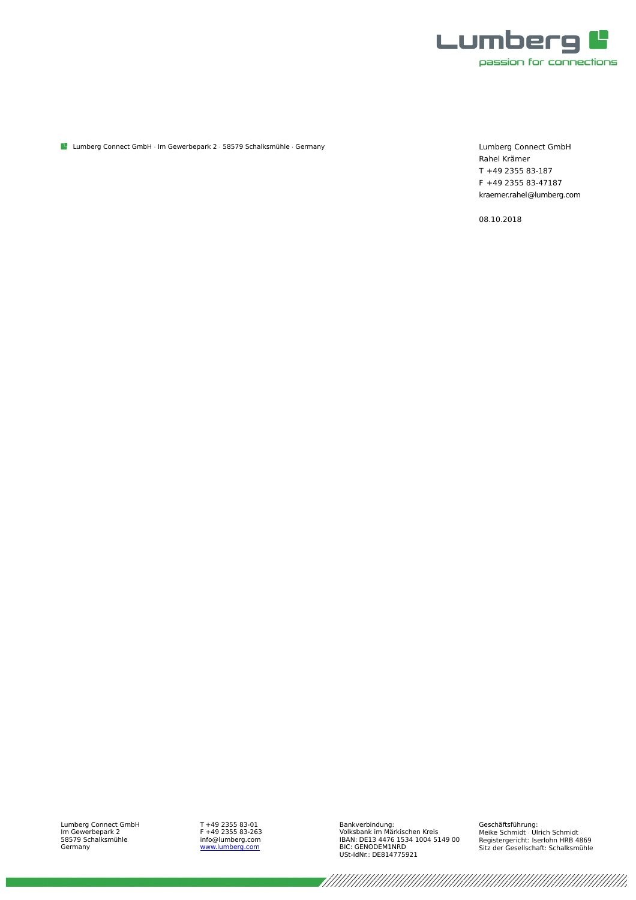Lumberg
passion for connections

Lumberg Connect GmbH · Im Gewerbepark 2 · 58579 Schalksmühle · Germany

Lumberg Connect GmbH
Rahel Krämer
T +49 2355 83-187
F +49 2355 83-47187
kraemer.rahel@lumberg.com

08.10.2018

Lumberg Connect GmbH
Im Gewerbepark 2
58579 Schalksmühle
Germany

T +49 2355 83-01
F +49 2355 83-263
info@lumberg.com
www.lumberg.com

Bankverbindung:
Volksbank im Märkischen Kreis
IBAN: DE13 4476 1534 1004 5149 00
BIC: GENODEM1NRD
USt-IdNr.: DE814775921

Geschäftsführung:
Meike Schmidt · Ulrich Schmidt ·
Registergericht: Iserlohn HRB 4869
Sitz der Gesellschaft: Schalksmühle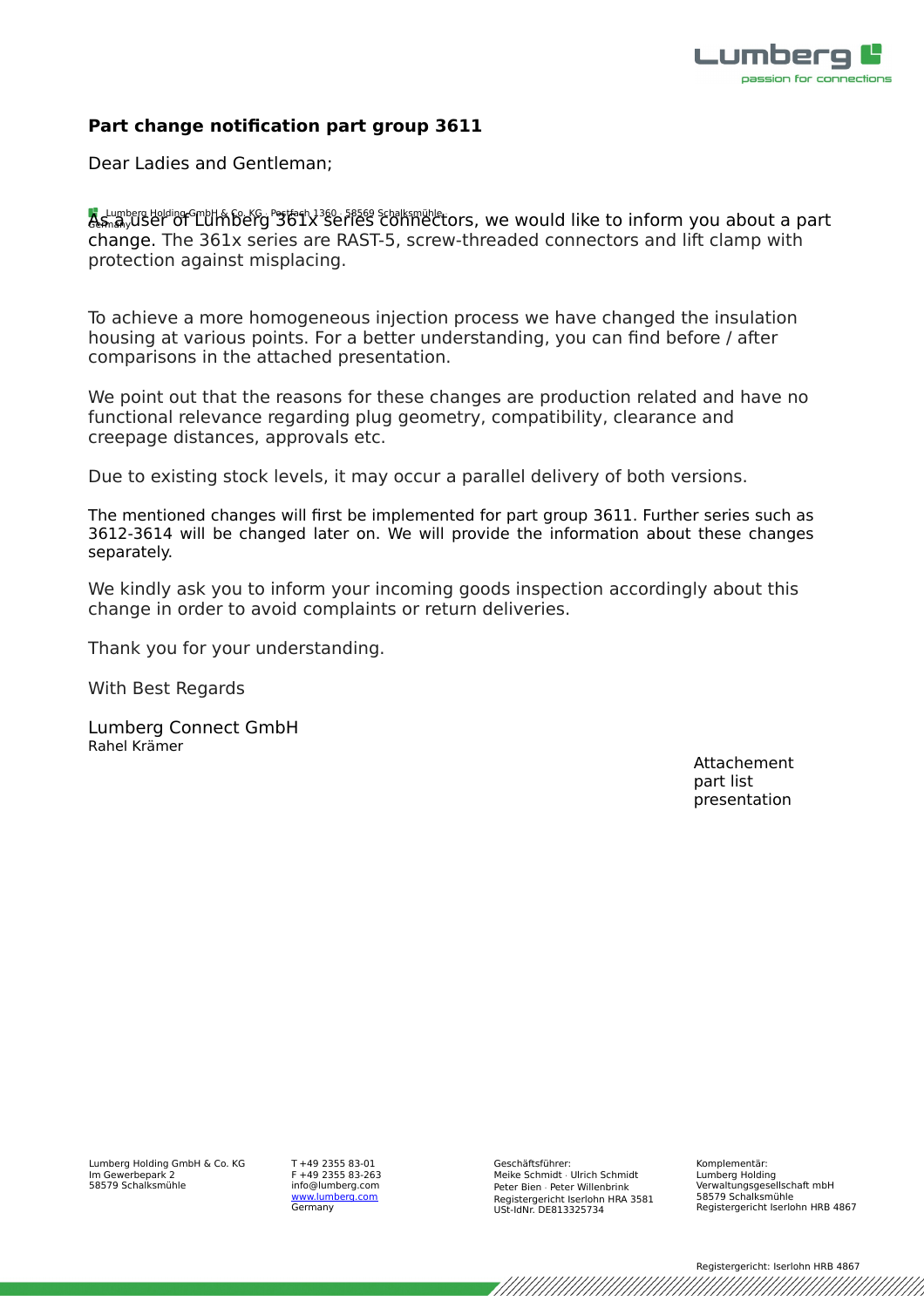**Part change notification part group 3611**

Dear Ladies and Gentleman;

Lumberg Holding GmbH & Co. KG · Postfach 1360 · 58569 Schalksmühle, Germany

As a user of Lumberg 361x series connectors, we would like to inform you about a part change. The 361x series are RAST-5, screw-threaded connectors and lift clamp with protection against misplacing.

To achieve a more homogeneous injection process we have changed the insulation housing at various points. For a better understanding, you can find before / after comparisons in the attached presentation.

We point out that the reasons for these changes are production related and have no functional relevance regarding plug geometry, compatibility, clearance and creepage distances, approvals etc.

Due to existing stock levels, it may occur a parallel delivery of both versions.

The mentioned changes will first be implemented for part group 3611. Further series such as 3612-3614 will be changed later on. We will provide the information about these changes separately.

We kindly ask you to inform your incoming goods inspection accordingly about this change in order to avoid complaints or return deliveries.

Thank you for your understanding.

With Best Regards

Lumberg Connect GmbH
Rahel Krämer

Attachement
part list
presentation

Lumberg Holding GmbH & Co. KG
Im Gewerbepark 2
58579 Schalksmühle

T +49 2355 83-01
F +49 2355 83-263
info@lumberg.com
www.lumberg.com
Germany

Geschäftsführer:
Meike Schmidt · Ulrich Schmidt
Peter Bien · Peter Willenbrink
Registergericht Iserlohn HRA 3581
USt-IdNr. DE813325734

Komplementär:
Lumberg Holding
Verwaltungsgesellschaft mbH
58579 Schalksmühle
Registergericht Iserlohn HRB 4867

Registergericht: Iserlohn HRB 4867